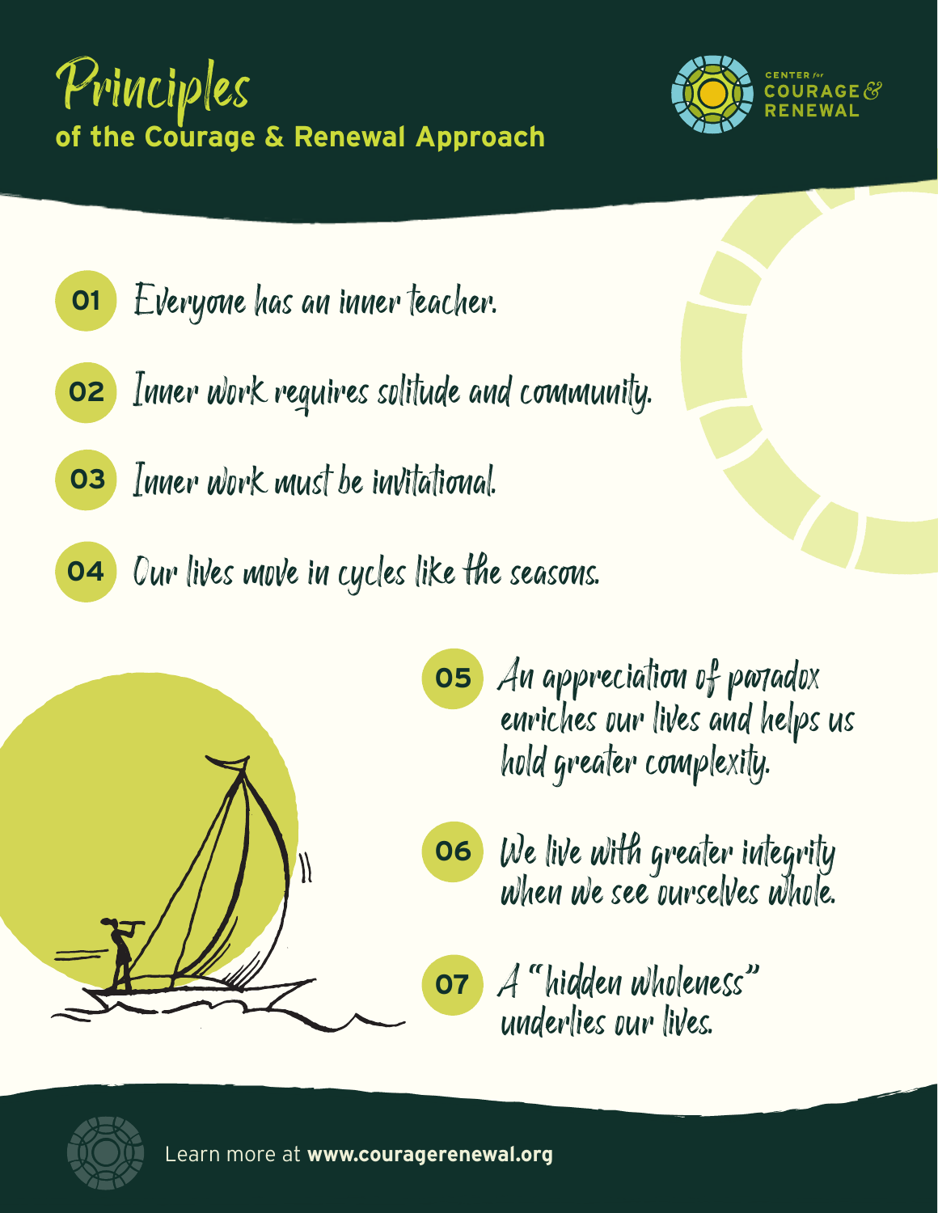# Principles
## of the Courage & Renewal Approach

CENTER for COURAGE & RENEWAL

01 Everyone has an inner teacher.

02 Inner work requires solitude and community.

03 Inner work must be invitational.

04 Our lives move in cycles like the seasons.

05 An appreciation of paradox enriches our lives and helps us hold greater complexity.

06 We live with greater integrity when we see ourselves whole.

07 A "hidden wholeness" underlies our lives.

Learn more at **www.couragerenewal.org**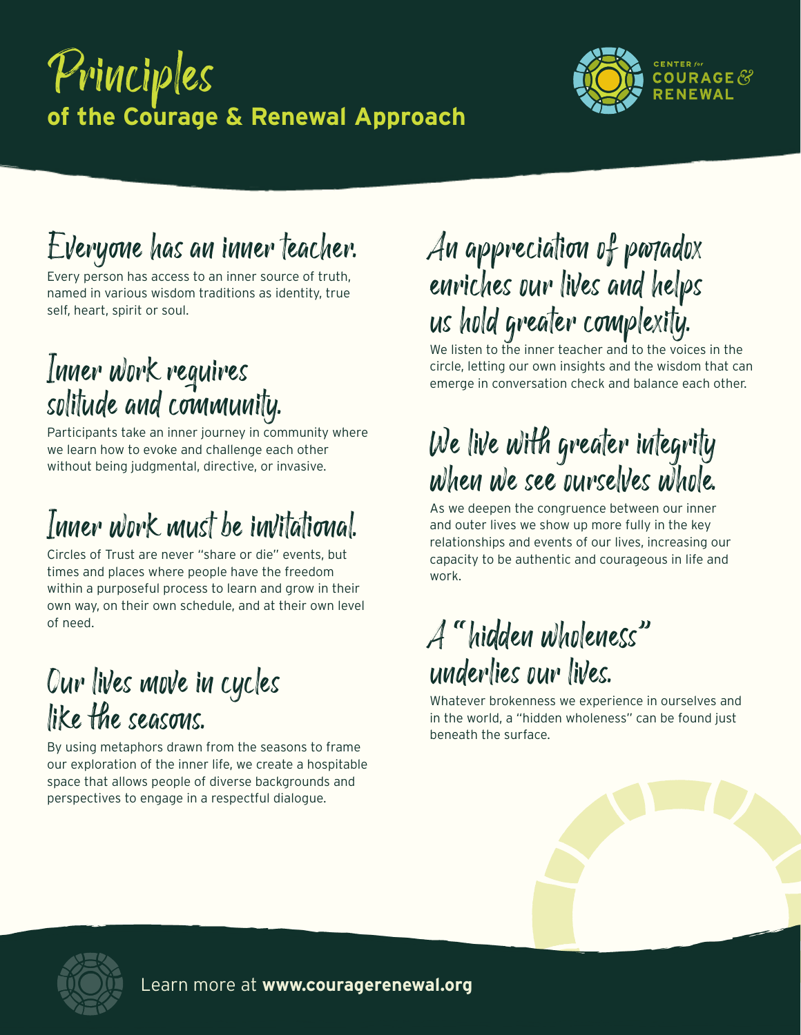# Principles

## of the Courage & Renewal Approach

CENTER for COURAGE & RENEWAL

### Everyone has an inner teacher.

Every person has access to an inner source of truth, named in various wisdom traditions as identity, true self, heart, spirit or soul.

### Inner work requires solitude and community.

Participants take an inner journey in community where we learn how to evoke and challenge each other without being judgmental, directive, or invasive.

### Inner work must be invitational.

Circles of Trust are never "share or die" events, but times and places where people have the freedom within a purposeful process to learn and grow in their own way, on their own schedule, and at their own level of need.

### Our lives move in cycles like the seasons.

By using metaphors drawn from the seasons to frame our exploration of the inner life, we create a hospitable space that allows people of diverse backgrounds and perspectives to engage in a respectful dialogue.

### An appreciation of paradox enriches our lives and helps us hold greater complexity.

We listen to the inner teacher and to the voices in the circle, letting our own insights and the wisdom that can emerge in conversation check and balance each other.

### We live with greater integrity when we see ourselves whole.

As we deepen the congruence between our inner and outer lives we show up more fully in the key relationships and events of our lives, increasing our capacity to be authentic and courageous in life and work.

### A "hidden wholeness" underlies our lives.

Whatever brokenness we experience in ourselves and in the world, a "hidden wholeness" can be found just beneath the surface.

Learn more at **www.couragerenewal.org**